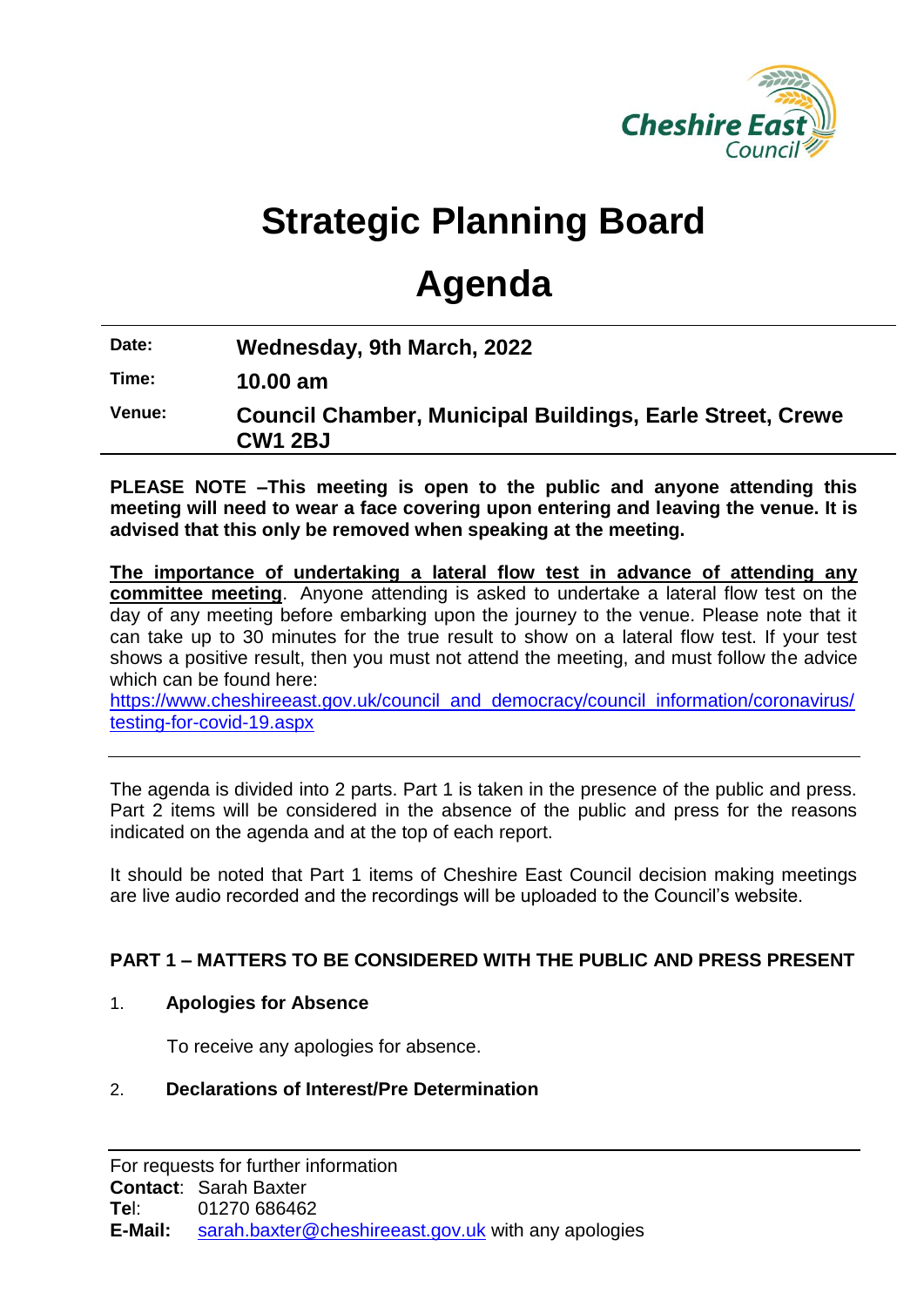# Strategic Planning Board

# Agenda

| | |
|---|---|
| **Date:** | **Wednesday, 9th March, 2022** |
| **Time:** | **10.00 am** |
| **Venue:** | **Council Chamber, Municipal Buildings, Earle Street, Crewe CW1 2BJ** |

**PLEASE NOTE –This meeting is open to the public and anyone attending this meeting will need to wear a face covering upon entering and leaving the venue. It is advised that this only be removed when speaking at the meeting.**

**The importance of undertaking a lateral flow test in advance of attending any committee meeting**. Anyone attending is asked to undertake a lateral flow test on the day of any meeting before embarking upon the journey to the venue. Please note that it can take up to 30 minutes for the true result to show on a lateral flow test. If your test shows a positive result, then you must not attend the meeting, and must follow the advice which can be found here:
https://www.cheshireeast.gov.uk/council_and_democracy/council_information/coronavirus/testing-for-covid-19.aspx

---

The agenda is divided into 2 parts. Part 1 is taken in the presence of the public and press. Part 2 items will be considered in the absence of the public and press for the reasons indicated on the agenda and at the top of each report.

It should be noted that Part 1 items of Cheshire East Council decision making meetings are live audio recorded and the recordings will be uploaded to the Council's website.

**PART 1 – MATTERS TO BE CONSIDERED WITH THE PUBLIC AND PRESS PRESENT**

1. **Apologies for Absence**

   To receive any apologies for absence.

2. **Declarations of Interest/Pre Determination**

---

For requests for further information
**Contact**: Sarah Baxter
**Tel**: 01270 686462
**E-Mail:** sarah.baxter@cheshireeast.gov.uk with any apologies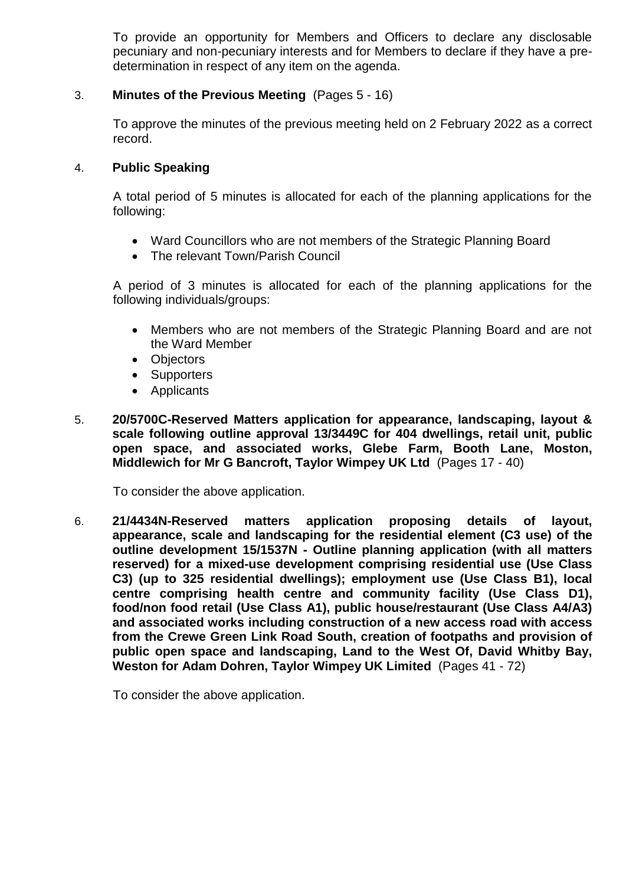To provide an opportunity for Members and Officers to declare any disclosable pecuniary and non-pecuniary interests and for Members to declare if they have a pre-determination in respect of any item on the agenda.

3. **Minutes of the Previous Meeting** (Pages 5 - 16)

To approve the minutes of the previous meeting held on 2 February 2022 as a correct record.

4. **Public Speaking**

A total period of 5 minutes is allocated for each of the planning applications for the following:

- Ward Councillors who are not members of the Strategic Planning Board
- The relevant Town/Parish Council

A period of 3 minutes is allocated for each of the planning applications for the following individuals/groups:

- Members who are not members of the Strategic Planning Board and are not the Ward Member
- Objectors
- Supporters
- Applicants

5. **20/5700C-Reserved Matters application for appearance, landscaping, layout & scale following outline approval 13/3449C for 404 dwellings, retail unit, public open space, and associated works, Glebe Farm, Booth Lane, Moston, Middlewich for Mr G Bancroft, Taylor Wimpey UK Ltd** (Pages 17 - 40)

To consider the above application.

6. **21/4434N-Reserved matters application proposing details of layout, appearance, scale and landscaping for the residential element (C3 use) of the outline development 15/1537N - Outline planning application (with all matters reserved) for a mixed-use development comprising residential use (Use Class C3) (up to 325 residential dwellings); employment use (Use Class B1), local centre comprising health centre and community facility (Use Class D1), food/non food retail (Use Class A1), public house/restaurant (Use Class A4/A3) and associated works including construction of a new access road with access from the Crewe Green Link Road South, creation of footpaths and provision of public open space and landscaping, Land to the West Of, David Whitby Bay, Weston for Adam Dohren, Taylor Wimpey UK Limited** (Pages 41 - 72)

To consider the above application.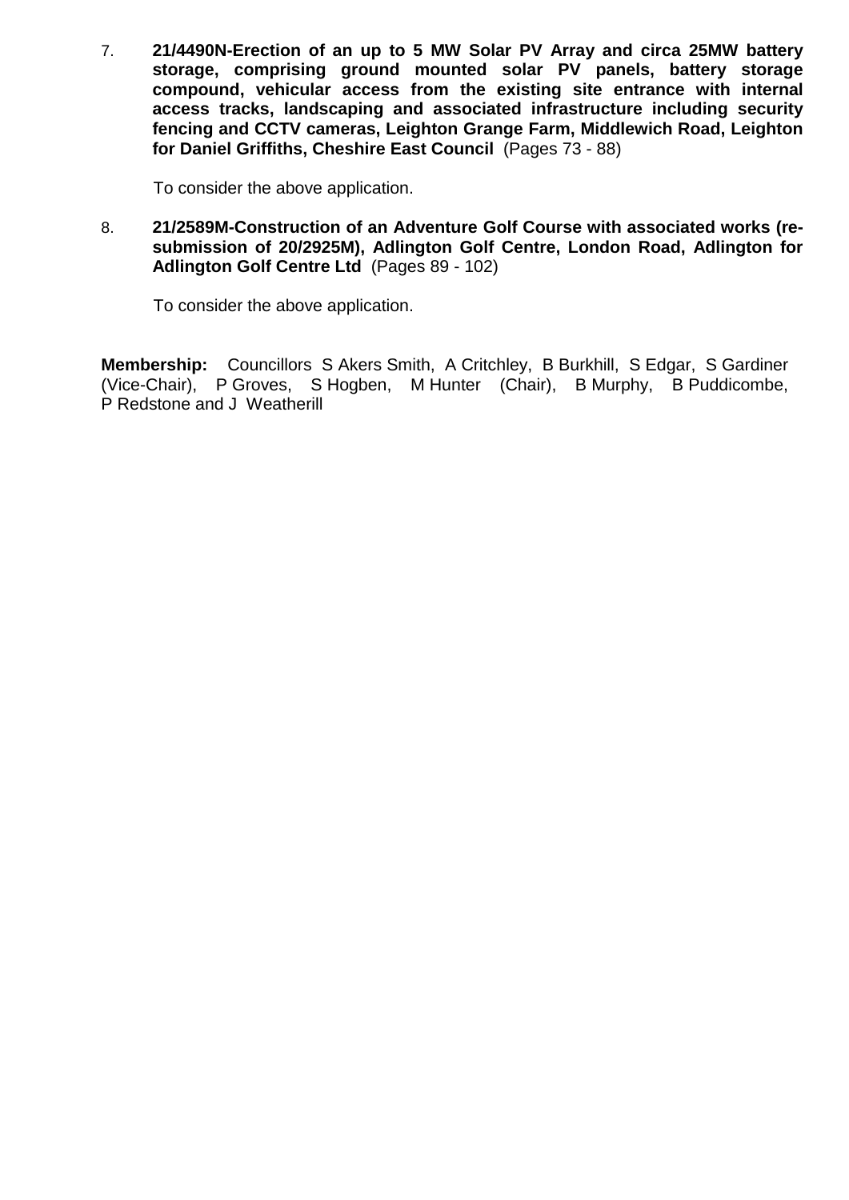7. **21/4490N-Erection of an up to 5 MW Solar PV Array and circa 25MW battery storage, comprising ground mounted solar PV panels, battery storage compound, vehicular access from the existing site entrance with internal access tracks, landscaping and associated infrastructure including security fencing and CCTV cameras, Leighton Grange Farm, Middlewich Road, Leighton for Daniel Griffiths, Cheshire East Council** (Pages 73 - 88)

   To consider the above application.

8. **21/2589M-Construction of an Adventure Golf Course with associated works (re-submission of 20/2925M), Adlington Golf Centre, London Road, Adlington for Adlington Golf Centre Ltd** (Pages 89 - 102)

   To consider the above application.

**Membership:** Councillors S Akers Smith, A Critchley, B Burkhill, S Edgar, S Gardiner (Vice-Chair), P Groves, S Hogben, M Hunter (Chair), B Murphy, B Puddicombe, P Redstone and J Weatherill